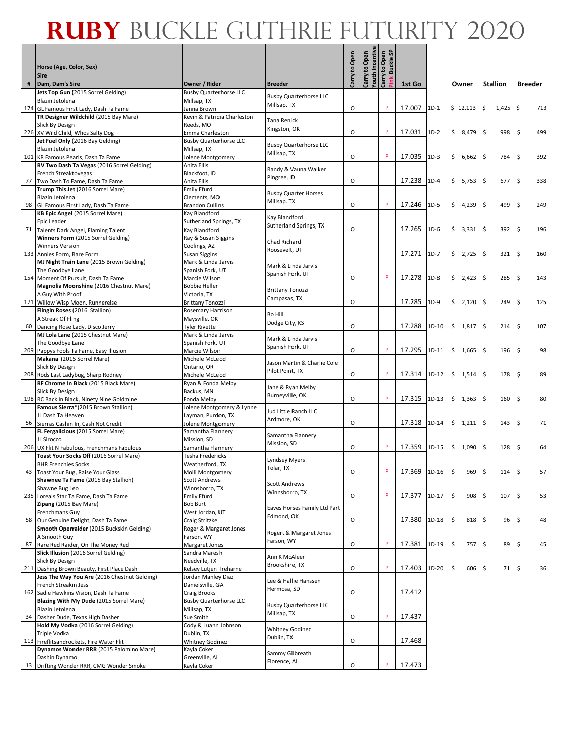# RUBY BUCKLE GUTHRIE FUTURITY 2020

| # | Horse (Age, Color, Sex) Sire Dam, Dam's Sire | Owner / Rider | Breeder | Carry to Open | Carry to Open Youth Incentive | Carry to Open Pink Buckle SP | 1st Go | | Owner | Stallion | Breeder |
|---|---|---|---|---|---|---|---|---|---|---|---|
| 174 | **Jets Top Gun (2015 Sorrel Gelding)** Blazin Jetolena GL Famous First Lady, Dash Ta Fame | Busby Quarterhorse LLC Millsap, TX Janna Brown | Busby Quarterhorse LLC Millsap, TX | O | | P | 17.007 | 1D-1 | $ 12,113 | $ 1,425 | $ 713 |
| 226 | **TR Designer Wildchild (2015 Bay Mare)** Slick By Design XV Wild Child, Whos Salty Dog | Kevin & Patricia Charleston Reeds, MO Emma Charleston | Tana Renick Kingston, OK | O | | P | 17.031 | 1D-2 | $ 8,479 | $ 998 | $ 499 |
| 101 | **Jet Fuel Only (2016 Bay Gelding)** Blazin Jetolena KR Famous Pearls, Dash Ta Fame | Busby Quarterhorse LLC Millsap, TX Jolene Montgomery | Busby Quarterhorse LLC Millsap, TX | O | | P | 17.035 | 1D-3 | $ 6,662 | $ 784 | $ 392 |
| 77 | **RV Two Dash Ta Vegas (2016 Sorrel Gelding)** French Streaktovegas Two Dash To Fame, Dash Ta Fame | Anita Ellis Blackfoot, ID Anita Ellis | Randy & Vauna Walker Pingree, ID | O | | | 17.238 | 1D-4 | $ 5,753 | $ 677 | $ 338 |
| 98 | **Trump This Jet (2016 Sorrel Mare)** Blazin Jetolena GL Famous First Lady, Dash Ta Fame | Emily Efurd Clements, MO Brandon Cullins | Busby Quarter Horses Millsap. TX | O | | P | 17.246 | 1D-5 | $ 4,239 | $ 499 | $ 249 |
| 71 | **KB Epic Angel (2015 Sorrel Mare)** Epic Leader Talents Dark Angel, Flaming Talent | Kay Blandford Sutherland Springs, TX Kay Blandford | Kay Blandford Sutherland Springs, TX | O | | | 17.265 | 1D-6 | $ 3,331 | $ 392 | $ 196 |
| 133 | **Winners Form (2015 Sorrel Gelding)** Winners Version Annies Form, Rare Form | Ray & Susan Siggins Coolings, AZ Susan Siggins | Chad Richard Roosevelt, UT | | | | 17.271 | 1D-7 | $ 2,725 | $ 321 | $ 160 |
| 154 | **MJ Night Train Lane (2015 Brown Gelding)** The Goodbye Lane Moment Of Pursuit, Dash Ta Fame | Mark & Linda Jarvis Spanish Fork, UT Marcie Wilson | Mark & Linda Jarvis Spanish Fork, UT | O | | P | 17.278 | 1D-8 | $ 2,423 | $ 285 | $ 143 |
| 171 | **Magnolia Moonshine (2016 Chestnut Mare)** A Guy With Proof Willow Wisp Moon, Runnerelse | Bobbie Heller Victoria, TX Brittany Tonozzi | Brittany Tonozzi Campasas, TX | O | | | 17.285 | 1D-9 | $ 2,120 | $ 249 | $ 125 |
| 60 | **Flingin Roses (2016 Stallion)** A Streak Of Fling Dancing Rose Lady, Disco Jerry | Rosemary Harrison Maysville, OK Tyler Rivette | Bo Hill Dodge City, KS | O | | | 17.288 | 1D-10 | $ 1,817 | $ 214 | $ 107 |
| 209 | **MJ Lola Lane (2015 Chestnut Mare)** The Goodbye Lane Pappys Fools Ta Fame, Easy Illusion | Mark & Linda Jarvis Spanish Fork, UT Marcie Wilson | Mark & Linda Jarvis Spanish Fork, UT | O | | P | 17.295 | 1D-11 | $ 1,665 | $ 196 | $ 98 |
| 208 | **Makana (2015 Sorrel Mare)** Slick By Design Rods Last Ladybug, Sharp Rodney | Michele McLeod Ontario, OR Michele McLeod | Jason Martin & Charlie Cole Pilot Point, TX | O | | P | 17.314 | 1D-12 | $ 1,514 | $ 178 | $ 89 |
| 198 | **RF Chrome In Black (2015 Black Mare)** Slick By Design RC Back In Black, Ninety Nine Goldmine | Ryan & Fonda Melby Backus, MN Fonda Melby | Jane & Ryan Melby Burneyville, OK | O | | P | 17.315 | 1D-13 | $ 1,363 | $ 160 | $ 80 |
| 56 | **Famous Sierra*(2015 Brown Stallion)** JL Dash Ta Heaven Sierras Cashin In, Cash Not Credit | Jolene Montgomery & Lynne Layman, Purdon, TX Jolene Montgomery | Jud Little Ranch LLC Ardmore, OK | O | | | 17.318 | 1D-14 | $ 1,211 | $ 143 | $ 71 |
| 206 | **FL Fergalicious (2015 Sorrel Mare)** JL Sirocco UX Flit N Fabulous, Frenchmans Fabulous | Samantha Flannery Mission, SD Samantha Flannery | Samantha Flannery Mission, SD | O | | P | 17.359 | 1D-15 | $ 1,090 | $ 128 | $ 64 |
| 43 | **Toast Your Socks Off (2016 Sorrel Mare)** BHR Frenchies Socks Toast Your Bug, Raise Your Glass | Tesha Fredericks Weatherford, TX Molli Montgomery | Lyndsey Myers Tolar, TX | O | | P | 17.369 | 1D-16 | $ 969 | $ 114 | $ 57 |
| 235 | **Shawnee Ta Fame (2015 Bay Stallion)** Shawne Bug Leo Loreals Star Ta Fame, Dash Ta Fame | Scott Andrews Winnsboro, TX Emily Efurd | Scott Andrews Winnsboro, TX | O | | P | 17.377 | 1D-17 | $ 908 | $ 107 | $ 53 |
| 58 | **Zipang (2015 Bay Mare)** Frenchmans Guy Our Genuine Delight, Dash Ta Fame | Bob Burt West Jordan, UT Craig Stritzke | Eaves Horses Family Ltd Part Edmond, OK | O | | | 17.380 | 1D-18 | $ 818 | $ 96 | $ 48 |
| 87 | **Smooth Operraider (2015 Buckskin Gelding)** A Smooth Guy Rare Red Raider, On The Money Red | Roger & Margaret Jones Farson, WY Margaret Jones | Rogert & Margaret Jones Farson, WY | O | | P | 17.381 | 1D-19 | $ 757 | $ 89 | $ 45 |
| 211 | **Slick Illusion (2016 Sorrel Gelding)** Slick By Design Dashing Brown Beauty, First Place Dash | Sandra Maresh Needville, TX Kelsey Lutjen Treharne | Ann K McAleer Brookshire, TX | O | | P | 17.403 | 1D-20 | $ 606 | $ 71 | $ 36 |
| 162 | **Jess The Way You Are (2016 Chestnut Gelding)** French Streakin Jess Sadie Hawkins Vision, Dash Ta Fame | Jordan Manley Diaz Danielsville, GA Craig Brooks | Lee & Hallie Hanssen Hermosa, SD | O | | | 17.412 | | | | |
| 34 | **Blazing With My Dude (2015 Sorrel Mare)** Blazin Jetolena Dasher Dude, Texas High Dasher | Busby Quarterhorse LLC Millsap, TX Sue Smith | Busby Quarterhorse LLC Millsap, TX | O | | P | 17.437 | | | | |
| 113 | **Hold My Vodka (2016 Sorrel Gelding)** Triple Vodka Fireflitsandrockets, Fire Water Flit | Cody & Luann Johnson Dublin, TX Whitney Godinez | Whitney Godinez Dublin, TX | O | | | 17.468 | | | | |
| 13 | **Dynamos Wonder RRR (2015 Palomino Mare)** Dashin Dynamo Drifting Wonder RRR, CMG Wonder Smoke | Kayla Coker Greenville, AL Kayla Coker | Sammy Gilbreath Florence, AL | O | | P | 17.473 | | | | |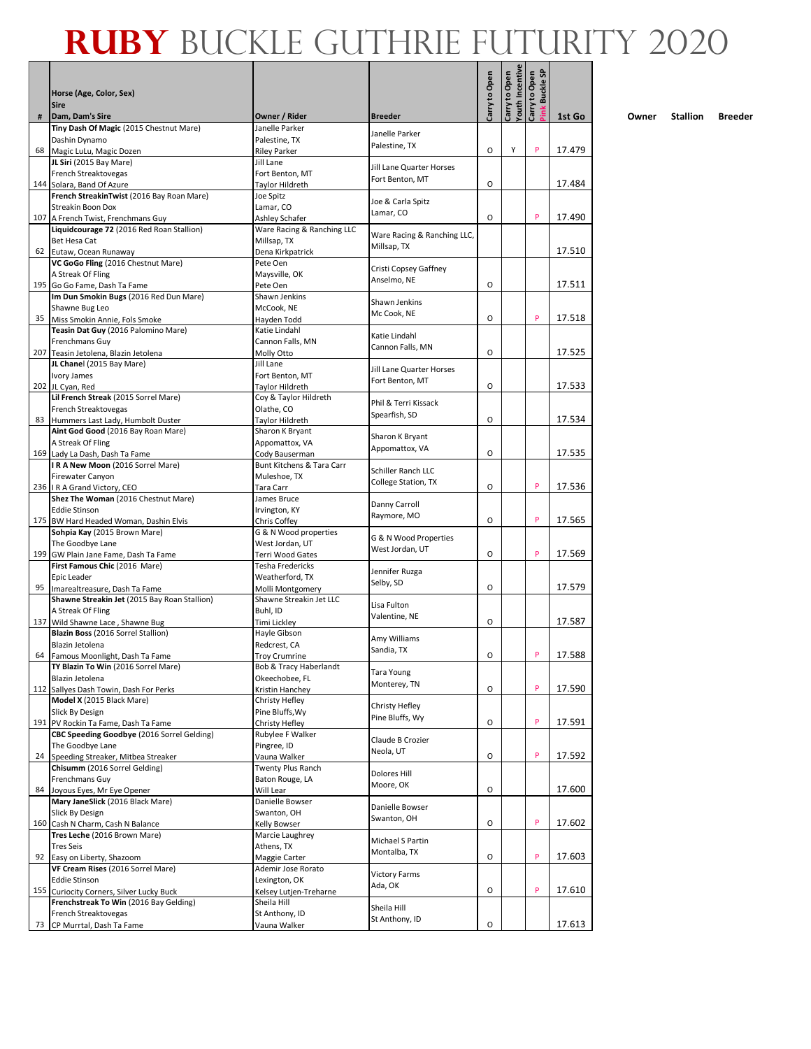# RUBY BUCKLE GUTHRIE FUTURITY 2020

| # | Horse (Age, Color, Sex)<br>Sire<br>Dam, Dam's Sire | Owner / Rider | Breeder | Carry to Open | Carry to Open Youth Incentive | Carry to Open Pink Buckle SP | 1st Go | Owner | Stallion | Breeder |
|---|---|---|---|---|---|---|---|---|---|---|
| 68 | **Tiny Dash Of Magic** (2015 Chestnut Mare)<br>Dashin Dynamo<br>Magic LuLu, Magic Dozen | Janelle Parker<br>Palestine, TX<br>Riley Parker | Janelle Parker<br>Palestine, TX | O | Y | P | 17.479 | | | |
| 144 | **JL Siri** (2015 Bay Mare)<br>French Streaktovegas<br>Solara, Band Of Azure | Jill Lane<br>Fort Benton, MT<br>Taylor Hildreth | Jill Lane Quarter Horses<br>Fort Benton, MT | O | | | 17.484 | | | |
| 107 | **French StreakinTwist** (2016 Bay Roan Mare)<br>Streakin Boon Dox<br>A French Twist, Frenchmans Guy | Joe Spitz<br>Lamar, CO<br>Ashley Schafer | Joe & Carla Spitz<br>Lamar, CO | O | | P | 17.490 | | | |
| 62 | **Liquidcourage 72** (2016 Red Roan Stallion)<br>Bet Hesa Cat<br>Eutaw, Ocean Runaway | Ware Racing & Ranching LLC<br>Millsap, TX<br>Dena Kirkpatrick | Ware Racing & Ranching LLC,<br>Millsap, TX | | | | 17.510 | | | |
| 195 | **VC GoGo Fling** (2016 Chestnut Mare)<br>A Streak Of Fling<br>Go Go Fame, Dash Ta Fame | Pete Oen<br>Maysville, OK<br>Pete Oen | Cristi Copsey Gaffney<br>Anselmo, NE | O | | | 17.511 | | | |
| 35 | **Im Dun Smokin Bugs** (2016 Red Dun Mare)<br>Shawne Bug Leo<br>Miss Smokin Annie, Fols Smoke | Shawn Jenkins<br>McCook, NE<br>Hayden Todd | Shawn Jenkins<br>Mc Cook, NE | O | | P | 17.518 | | | |
| 207 | **Teasin Dat Guy** (2016 Palomino Mare)<br>Frenchmans Guy<br>Teasin Jetolena, Blazin Jetolena | Katie Lindahl<br>Cannon Falls, MN<br>Molly Otto | Katie Lindahl<br>Cannon Falls, MN | O | | | 17.525 | | | |
| 202 | **JL Chane**l (2015 Bay Mare)<br>Ivory James<br>JL Cyan, Red | Jill Lane<br>Fort Benton, MT<br>Taylor Hildreth | Jill Lane Quarter Horses<br>Fort Benton, MT | O | | | 17.533 | | | |
| 83 | **Lil French Streak** (2015 Sorrel Mare)<br>French Streaktovegas<br>Hummers Last Lady, Humbolt Duster | Coy & Taylor Hildreth<br>Olathe, CO<br>Taylor Hildreth | Phil & Terri Kissack<br>Spearfish, SD | O | | | 17.534 | | | |
| 169 | **Aint God Good** (2016 Bay Roan Mare)<br>A Streak Of Fling<br>Lady La Dash, Dash Ta Fame | Sharon K Bryant<br>Appomattox, VA<br>Cody Bauserman | Sharon K Bryant<br>Appomattox, VA | O | | | 17.535 | | | |
| 236 | **I R A New Moon** (2016 Sorrel Mare)<br>Firewater Canyon<br>I R A Grand Victory, CEO | Bunt Kitchens & Tara Carr<br>Muleshoe, TX<br>Tara Carr | Schiller Ranch LLC<br>College Station, TX | O | | P | 17.536 | | | |
| 175 | **Shez The Woman** (2016 Chestnut Mare)<br>Eddie Stinson<br>BW Hard Headed Woman, Dashin Elvis | James Bruce<br>Irvington, KY<br>Chris Coffey | Danny Carroll<br>Raymore, MO | O | | P | 17.565 | | | |
| 199 | **Sohpia Kay** (2015 Brown Mare)<br>The Goodbye Lane<br>GW Plain Jane Fame, Dash Ta Fame | G & N Wood properties<br>West Jordan, UT<br>Terri Wood Gates | G & N Wood Properties<br>West Jordan, UT | O | | P | 17.569 | | | |
| 95 | **First Famous Chic** (2016 Mare)<br>Epic Leader<br>Imarealtreasure, Dash Ta Fame | Tesha Fredericks<br>Weatherford, TX<br>Molli Montgomery | Jennifer Ruzga<br>Selby, SD | O | | | 17.579 | | | |
| 137 | **Shawne Streakin Jet** (2015 Bay Roan Stallion)<br>A Streak Of Fling<br>Wild Shawne Lace , Shawne Bug | Shawne Streakin Jet LLC<br>Buhl, ID<br>Timi Lickley | Lisa Fulton<br>Valentine, NE | O | | | 17.587 | | | |
| 64 | **Blazin Boss** (2016 Sorrel Stallion)<br>Blazin Jetolena<br>Famous Moonlight, Dash Ta Fame | Hayle Gibson<br>Redcrest, CA<br>Troy Crumrine | Amy Williams<br>Sandia, TX | O | | P | 17.588 | | | |
| 112 | **TY Blazin To Win** (2016 Sorrel Mare)<br>Blazin Jetolena<br>Sallyes Dash Towin, Dash For Perks | Bob & Tracy Haberlandt<br>Okeechobee, FL<br>Kristin Hanchey | Tara Young<br>Monterey, TN | O | | P | 17.590 | | | |
| 191 | **Model X** (2015 Black Mare)<br>Slick By Design<br>PV Rockin Ta Fame, Dash Ta Fame | Christy Hefley<br>Pine Bluffs,Wy<br>Christy Hefley | Christy Hefley<br>Pine Bluffs, Wy | O | | P | 17.591 | | | |
| 24 | **CBC Speeding Goodbye** (2016 Sorrel Gelding)<br>The Goodbye Lane<br>Speeding Streaker, Mitbea Streaker | Rubylee F Walker<br>Pingree, ID<br>Vauna Walker | Claude B Crozier<br>Neola, UT | O | | P | 17.592 | | | |
| 84 | **Chisumm** (2016 Sorrel Gelding)<br>Frenchmans Guy<br>Joyous Eyes, Mr Eye Opener | Twenty Plus Ranch<br>Baton Rouge, LA<br>Will Lear | Dolores Hill<br>Moore, OK | O | | | 17.600 | | | |
| 160 | **Mary JaneSlick** (2016 Black Mare)<br>Slick By Design<br>Cash N Charm, Cash N Balance | Danielle Bowser<br>Swanton, OH<br>Kelly Bowser | Danielle Bowser<br>Swanton, OH | O | | P | 17.602 | | | |
| 92 | **Tres Leche** (2016 Brown Mare)<br>Tres Seis<br>Easy on Liberty, Shazoom | Marcie Laughrey<br>Athens, TX<br>Maggie Carter | Michael S Partin<br>Montalba, TX | O | | P | 17.603 | | | |
| 155 | **VF Cream Rises** (2016 Sorrel Mare)<br>Eddie Stinson<br>Curiocity Corners, Silver Lucky Buck | Ademir Jose Rorato<br>Lexington, OK<br>Kelsey Lutjen-Treharne | Victory Farms<br>Ada, OK | O | | P | 17.610 | | | |
| 73 | **Frenchstreak To Win** (2016 Bay Gelding)<br>French Streaktovegas<br>CP Murrtal, Dash Ta Fame | Sheila Hill<br>St Anthony, ID<br>Vauna Walker | Sheila Hill<br>St Anthony, ID | O | | | 17.613 | | | |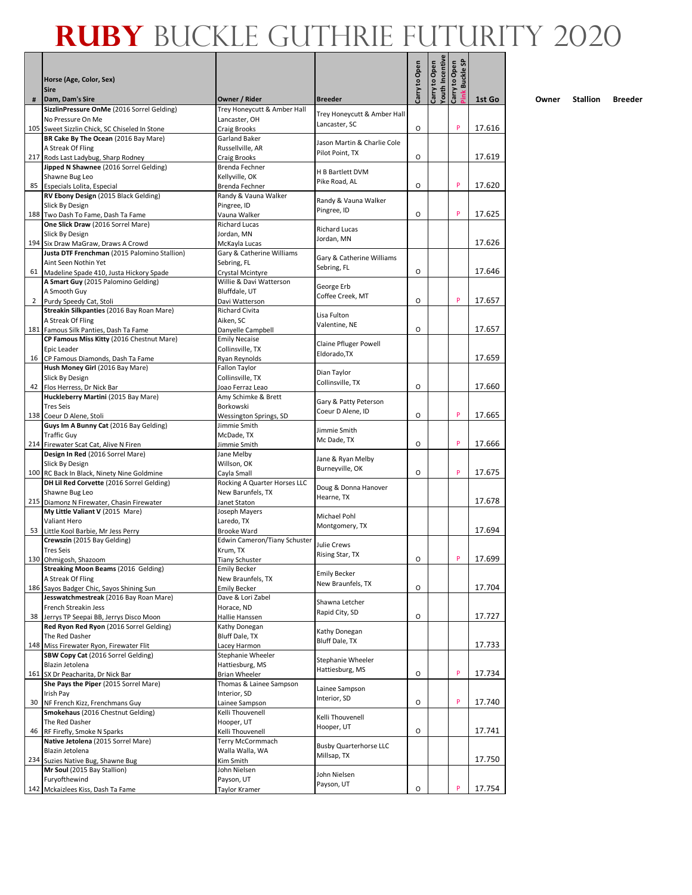# RUBY BUCKLE GUTHRIE FUTURITY 2020

| # | Horse (Age, Color, Sex)<br>Sire<br>Dam, Dam's Sire | Owner / Rider | Breeder | Carry to Open | Carry to Open Youth Incentive | Carry to Open Pink Buckle SP | 1st Go | Owner | Stallion | Breeder |
|---|---|---|---|---|---|---|---|---|---|---|
| 105 | **SizzlinPressure OnMe** (2016 Sorrel Gelding)<br>No Pressure On Me<br>Sweet Sizzlin Chick, SC Chiseled In Stone | Trey Honeycutt & Amber Hall<br>Lancaster, OH<br>Craig Brooks | Trey Honeycutt & Amber Hall<br>Lancaster, SC | O | | P | 17.616 | | | |
| 217 | **BR Cake By The Ocean** (2016 Bay Mare)<br>A Streak Of Fling<br>Rods Last Ladybug, Sharp Rodney | Garland Baker<br>Russellville, AR<br>Craig Brooks | Jason Martin & Charlie Cole<br>Pilot Point, TX | O | | | 17.619 | | | |
| 85 | **Jipped N Shawnee** (2016 Sorrel Gelding)<br>Shawne Bug Leo<br>Especials Lolita, Especial | Brenda Fechner<br>Kellyville, OK<br>Brenda Fechner | H B Bartlett DVM<br>Pike Road, AL | O | | P | 17.620 | | | |
| 188 | **RV Ebony Design** (2015 Black Gelding)<br>Slick By Design<br>Two Dash To Fame, Dash Ta Fame | Randy & Vauna Walker<br>Pingree, ID<br>Vauna Walker | Randy & Vauna Walker<br>Pingree, ID | O | | P | 17.625 | | | |
| 194 | **One Slick Draw** (2016 Sorrel Mare)<br>Slick By Design<br>Six Draw MaGraw, Draws A Crowd | Richard Lucas<br>Jordan, MN<br>McKayla Lucas | Richard Lucas<br>Jordan, MN | | | | 17.626 | | | |
| 61 | **Justa DTF Frenchman** (2015 Palomino Stallion)<br>Aint Seen Nothin Yet<br>Madeline Spade 410, Justa Hickory Spade | Gary & Catherine Williams<br>Sebring, FL<br>Crystal Mcintyre | Gary & Catherine Williams<br>Sebring, FL | O | | | 17.646 | | | |
| 2 | **A Smart Guy** (2015 Palomino Gelding)<br>A Smooth Guy<br>Purdy Speedy Cat, Stoli | Willie & Davi Watterson<br>Bluffdale, UT<br>Davi Watterson | George Erb<br>Coffee Creek, MT | O | | P | 17.657 | | | |
| 181 | **Streakin Silkpanties** (2016 Bay Roan Mare)<br>A Streak Of Fling<br>Famous Silk Panties, Dash Ta Fame | Richard Civita<br>Aiken, SC<br>Danyelle Campbell | Lisa Fulton<br>Valentine, NE | O | | | 17.657 | | | |
| 16 | **CP Famous Miss Kitty** (2016 Chestnut Mare)<br>Epic Leader<br>CP Famous Diamonds, Dash Ta Fame | Emily Necaise<br>Collinsville, TX<br>Ryan Reynolds | Claine Pfluger Powell<br>Eldorado,TX | | | | 17.659 | | | |
| 42 | **Hush Money Girl** (2016 Bay Mare)<br>Slick By Design<br>Flos Herress, Dr Nick Bar | Fallon Taylor<br>Collinsville, TX<br>Joao Ferraz Leao | Dian Taylor<br>Collinsville, TX | O | | | 17.660 | | | |
| 138 | **Huckleberry Martini** (2015 Bay Mare)<br>Tres Seis<br>Coeur D Alene, Stoli | Amy Schimke & Brett Borkowski<br>Wessington Springs, SD | Gary & Patty Peterson<br>Coeur D Alene, ID | O | | P | 17.665 | | | |
| 214 | **Guys Im A Bunny Cat** (2016 Bay Gelding)<br>Traffic Guy<br>Firewater Scat Cat, Alive N Firen | Jimmie Smith<br>McDade, TX<br>Jimmie Smith | Jimmie Smith<br>Mc Dade, TX | O | | P | 17.666 | | | |
| 100 | **Design In Red** (2016 Sorrel Mare)<br>Slick By Design<br>RC Back In Black, Ninety Nine Goldmine | Jane Melby<br>Willson, OK<br>Cayla Small | Jane & Ryan Melby<br>Burneyville, OK | O | | P | 17.675 | | | |
| 215 | **DH Lil Red Corvette** (2016 Sorrel Gelding)<br>Shawne Bug Leo<br>Diamonz N Firewater, Chasin Firewater | Rocking A Quarter Horses LLC<br>New Barunfels, TX<br>Janet Staton | Doug & Donna Hanover<br>Hearne, TX | | | | 17.678 | | | |
| 53 | **My Little Valiant V** (2015 Mare)<br>Valiant Hero<br>Little Kool Barbie, Mr Jess Perry | Joseph Mayers<br>Laredo, TX<br>Brooke Ward | Michael Pohl<br>Montgomery, TX | | | | 17.694 | | | |
| 130 | **Crewszin** (2015 Bay Gelding)<br>Tres Seis<br>Ohmigosh, Shazoom | Edwin Cameron/Tiany Schuster<br>Krum, TX<br>Tiany Schuster | Julie Crews<br>Rising Star, TX | O | | P | 17.699 | | | |
| 186 | **Streaking Moon Beams** (2016 Gelding)<br>A Streak Of Fling<br>Sayos Badger Chic, Sayos Shining Sun | Emily Becker<br>New Braunfels, TX<br>Emily Becker | Emily Becker<br>New Braunfels, TX | O | | | 17.704 | | | |
| 38 | **Jesswatchmestreak** (2016 Bay Roan Mare)<br>French Streakin Jess<br>Jerrys TP Seepai BB, Jerrys Disco Moon | Dave & Lori Zabel<br>Horace, ND<br>Hallie Hanssen | Shawna Letcher<br>Rapid City, SD | O | | | 17.727 | | | |
| 148 | **Red Ryon Red Ryon** (2016 Sorrel Gelding)<br>The Red Dasher<br>Miss Firewater Ryon, Firewater Flit | Kathy Donegan<br>Bluff Dale, TX<br>Lacey Harmon | Kathy Donegan<br>Bluff Dale, TX | | | | 17.733 | | | |
| 161 | **SBW Copy Cat** (2016 Sorrel Gelding)<br>Blazin Jetolena<br>SX Dr Peacharita, Dr Nick Bar | Stephanie Wheeler<br>Hattiesburg, MS<br>Brian Wheeler | Stephanie Wheeler<br>Hattiesburg, MS | O | | P | 17.734 | | | |
| 30 | **She Pays the Piper** (2015 Sorrel Mare)<br>Irish Pay<br>NF French Kizz, Frenchmans Guy | Thomas & Lainee Sampson<br>Interior, SD<br>Lainee Sampson | Lainee Sampson<br>Interior, SD | O | | P | 17.740 | | | |
| 46 | **Smokehaus** (2016 Chestnut Gelding)<br>The Red Dasher<br>RF Firefly, Smoke N Sparks | Kelli Thouvenell<br>Hooper, UT<br>Kelli Thouvenell | Kelli Thouvenell<br>Hooper, UT | O | | | 17.741 | | | |
| 234 | **Native Jetolena** (2015 Sorrel Mare)<br>Blazin Jetolena<br>Suzies Native Bug, Shawne Bug | Terry McCormmach<br>Walla Walla, WA<br>Kim Smith | Busby Quarterhorse LLC<br>Millsap, TX | | | | 17.750 | | | |
| 142 | **Mr Soul** (2015 Bay Stallion)<br>Furyofthewind<br>Mckaizlees Kiss, Dash Ta Fame | John Nielsen<br>Payson, UT<br>Taylor Kramer | John Nielsen<br>Payson, UT | O | | P | 17.754 | | | |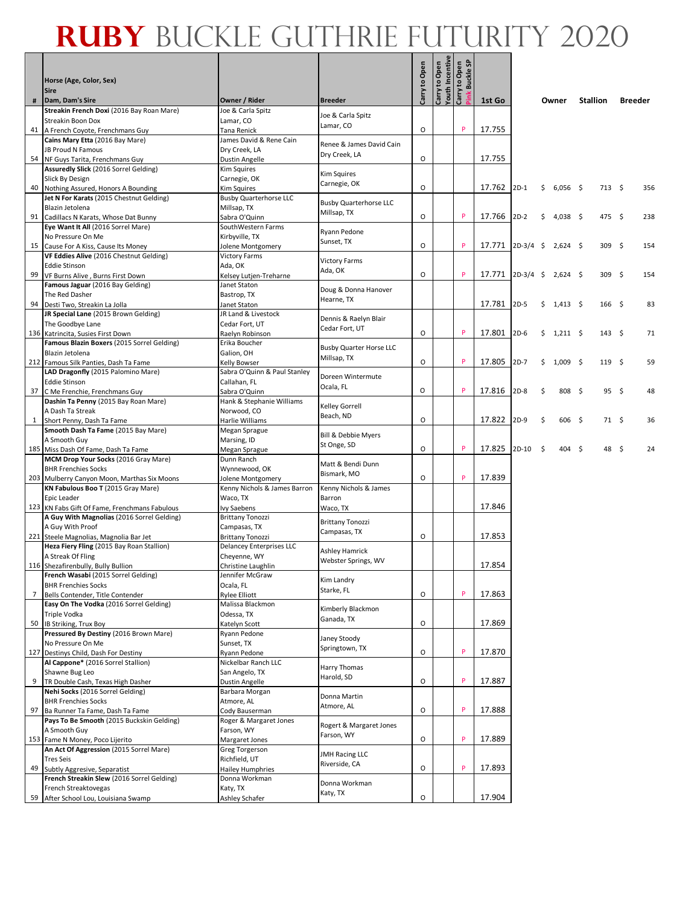# RUBY BUCKLE GUTHRIE FUTURITY 2020

| # | Horse (Age, Color, Sex)<br>Sire<br>Dam, Dam's Sire | Owner / Rider | Breeder | Carry to Open | Carry to Open Youth Incentive | Carry to Open Pink Buckle SP | 1st Go | | Owner | Stallion | Breeder |
|---|---|---|---|---|---|---|---|---|---|---|---|
| 41 | **Streakin French Doxi** (2016 Bay Roan Mare)<br>Streakin Boon Dox<br>A French Coyote, Frenchmans Guy | Joe & Carla Spitz<br>Lamar, CO<br>Tana Renick | Joe & Carla Spitz<br>Lamar, CO | O | | P | 17.755 | | | | |
| 54 | **Cains Mary Etta** (2016 Bay Mare)<br>JB Proud N Famous<br>NF Guys Tarita, Frenchmans Guy | James David & Rene Cain<br>Dry Creek, LA<br>Dustin Angelle | Renee & James David Cain<br>Dry Creek, LA | O | | | 17.755 | | | | |
| 40 | **Assuredly Slick** (2016 Sorrel Gelding)<br>Slick By Design<br>Nothing Assured, Honors A Bounding | Kim Squires<br>Carnegie, OK<br>Kim Squires | Kim Squires<br>Carnegie, OK | O | | | 17.762 | 2D-1 | $ 6,056 | $ 713 | $ 356 |
| 91 | **Jet N For Karats** (2015 Chestnut Gelding)<br>Blazin Jetolena<br>Cadillacs N Karats, Whose Dat Bunny | Busby Quarterhorse LLC<br>Millsap, TX<br>Sabra O'Quinn | Busby Quarterhorse LLC<br>Millsap, TX | O | | P | 17.766 | 2D-2 | $ 4,038 | $ 475 | $ 238 |
| 15 | **Eye Want It All** (2016 Sorrel Mare)<br>No Pressure On Me<br>Cause For A Kiss, Cause Its Money | SouthWestern Farms<br>Kirbyville, TX<br>Jolene Montgomery | Ryann Pedone<br>Sunset, TX | O | | P | 17.771 | 2D-3/4 | $ 2,624 | $ 309 | $ 154 |
| 99 | **VF Eddies Alive** (2016 Chestnut Gelding)<br>Eddie Stinson<br>VF Burns Alive , Burns First Down | Victory Farms<br>Ada, OK<br>Kelsey Lutjen-Treharne | Victory Farms<br>Ada, OK | O | | P | 17.771 | 2D-3/4 | $ 2,624 | $ 309 | $ 154 |
| 94 | **Famous Jaguar** (2016 Bay Gelding)<br>The Red Dasher<br>Desti Two, Streakin La Jolla | Janet Staton<br>Bastrop, TX<br>Janet Staton | Doug & Donna Hanover<br>Hearne, TX | | | | 17.781 | 2D-5 | $ 1,413 | $ 166 | $ 83 |
| 136 | **JR Special Lane** (2015 Brown Gelding)<br>The Goodbye Lane<br>Katrincita, Susies First Down | JR Land & Livestock<br>Cedar Fort, UT<br>Raelyn Robinson | Dennis & Raelyn Blair<br>Cedar Fort, UT | O | | P | 17.801 | 2D-6 | $ 1,211 | $ 143 | $ 71 |
| 212 | **Famous Blazin Boxers** (2015 Sorrel Gelding)<br>Blazin Jetolena<br>Famous Silk Panties, Dash Ta Fame | Erika Boucher<br>Galion, OH<br>Kelly Bowser | Busby Quarter Horse LLC<br>Millsap, TX | O | | P | 17.805 | 2D-7 | $ 1,009 | $ 119 | $ 59 |
| 37 | **LAD Dragonfly** (2015 Palomino Mare)<br>Eddie Stinson<br>C Me Frenchie, Frenchmans Guy | Sabra O'Quinn & Paul Stanley<br>Callahan, FL<br>Sabra O'Quinn | Doreen Wintermute<br>Ocala, FL | O | | P | 17.816 | 2D-8 | $ 808 | $ 95 | $ 48 |
| 1 | **Dashin Ta Penny** (2015 Bay Roan Mare)<br>A Dash Ta Streak<br>Short Penny, Dash Ta Fame | Hank & Stephanie Williams<br>Norwood, CO<br>Harlie Williams | Kelley Gorrell<br>Beach, ND | O | | | 17.822 | 2D-9 | $ 606 | $ 71 | $ 36 |
| 185 | **Smooth Dash Ta Fame** (2015 Bay Mare)<br>A Smooth Guy<br>Miss Dash Of Fame, Dash Ta Fame | Megan Sprague<br>Marsing, ID<br>Megan Sprague | Bill & Debbie Myers<br>St Onge, SD | O | | P | 17.825 | 2D-10 | $ 404 | $ 48 | $ 24 |
| 203 | **MCM Drop Your Socks** (2016 Gray Mare)<br>BHR Frenchies Socks<br>Mulberry Canyon Moon, Marthas Six Moons | Dunn Ranch<br>Wynnewood, OK<br>Jolene Montgomery | Matt & Bendi Dunn<br>Bismark, MO | O | | P | 17.839 | | | | |
| 123 | **KN Fabulous Boo T** (2015 Gray Mare)<br>Epic Leader<br>KN Fabs Gift Of Fame, Frenchmans Fabulous | Kenny Nichols & James Barron<br>Waco, TX<br>Ivy Saebens | Kenny Nichols & James Barron<br>Waco, TX | | | | 17.846 | | | | |
| 221 | **A Guy With Magnolias** (2016 Sorrel Gelding)<br>A Guy With Proof<br>Steele Magnolias, Magnolia Bar Jet | Brittany Tonozzi<br>Campasas, TX<br>Brittany Tonozzi | Brittany Tonozzi<br>Campasas, TX | O | | | 17.853 | | | | |
| 116 | **Heza Fiery Fling** (2015 Bay Roan Stallion)<br>A Streak Of Fling<br>Shezafirenbully, Bully Bullion | Delancey Enterprises LLC<br>Cheyenne, WY<br>Christine Laughlin | Ashley Hamrick<br>Webster Springs, WV | | | | 17.854 | | | | |
| 7 | **French Wasabi** (2015 Sorrel Gelding)<br>BHR Frenchies Socks<br>Bells Contender, Title Contender | Jennifer McGraw<br>Ocala, FL<br>Rylee Elliott | Kim Landry<br>Starke, FL | O | | P | 17.863 | | | | |
| 50 | **Easy On The Vodka** (2016 Sorrel Gelding)<br>Triple Vodka<br>IB Striking, Trux Boy | Malissa Blackmon<br>Odessa, TX<br>Katelyn Scott | Kimberly Blackmon<br>Ganada, TX | O | | | 17.869 | | | | |
| 127 | **Pressured By Destiny** (2016 Brown Mare)<br>No Pressure On Me<br>Destinys Child, Dash For Destiny | Ryann Pedone<br>Sunset, TX<br>Ryann Pedone | Janey Stoody<br>Springtown, TX | O | | P | 17.870 | | | | |
| 9 | **Al Cappone*** (2016 Sorrel Stallion)<br>Shawne Bug Leo<br>TR Double Cash, Texas High Dasher | Nickelbar Ranch LLC<br>San Angelo, TX<br>Dustin Angelle | Harry Thomas<br>Harold, SD | O | | P | 17.887 | | | | |
| 97 | **Nehi Socks** (2016 Sorrel Gelding)<br>BHR Frenchies Socks<br>Ba Runner Ta Fame, Dash Ta Fame | Barbara Morgan<br>Atmore, AL<br>Cody Bauserman | Donna Martin<br>Atmore, AL | O | | P | 17.888 | | | | |
| 153 | **Pays To Be Smooth** (2015 Buckskin Gelding)<br>A Smooth Guy<br>Fame N Money, Poco Lijerito | Roger & Margaret Jones<br>Farson, WY<br>Margaret Jones | Rogert & Margaret Jones<br>Farson, WY | O | | P | 17.889 | | | | |
| 49 | **An Act Of Aggression** (2015 Sorrel Mare)<br>Tres Seis<br>Subtly Aggresive, Separatist | Greg Torgerson<br>Richfield, UT<br>Hailey Humphries | JMH Racing LLC<br>Riverside, CA | O | | P | 17.893 | | | | |
| 59 | **French Streakin Slew** (2016 Sorrel Gelding)<br>French Streaktovegas<br>After School Lou, Louisiana Swamp | Donna Workman<br>Katy, TX<br>Ashley Schafer | Donna Workman<br>Katy, TX | O | | | 17.904 | | | | |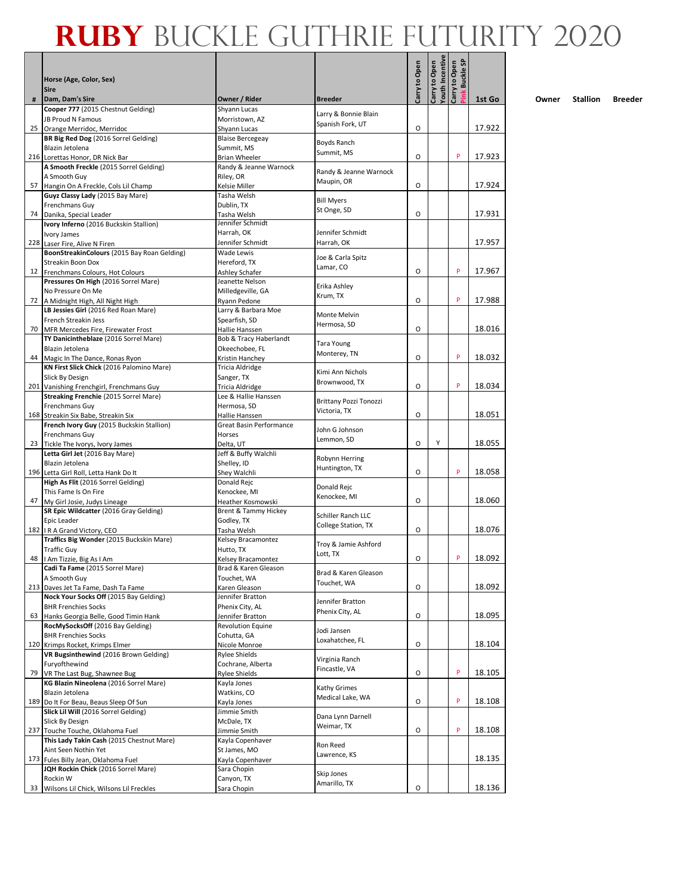# RUBY BUCKLE GUTHRIE FUTURITY 2020

| # | Horse (Age, Color, Sex)<br>Sire<br>Dam, Dam's Sire | Owner / Rider | Breeder | Carry to Open | Carry to Open Youth Incentive | Carry to Open Pink Buckle SP | 1st Go | Owner | Stallion | Breeder |
|---|---|---|---|---|---|---|---|---|---|---|
| 25 | **Cooper 777** (2015 Chestnut Gelding)<br>JB Proud N Famous<br>Orange Merridoc, Merridoc | Shyann Lucas<br>Morristown, AZ<br>Shyann Lucas | Larry & Bonnie Blain<br>Spanish Fork, UT | O | | | 17.922 | | | |
| 216 | **BR Big Red Dog** (2016 Sorrel Gelding)<br>Blazin Jetolena<br>Lorettas Honor, DR Nick Bar | Blaise Bercegeay<br>Summit, MS<br>Brian Wheeler | Boyds Ranch<br>Summit, MS | O | | P | 17.923 | | | |
| 57 | **A Smooth Freckle** (2015 Sorrel Gelding)<br>A Smooth Guy<br>Hangin On A Freckle, Cols Lil Champ | Randy & Jeanne Warnock<br>Riley, OR<br>Kelsie Miller | Randy & Jeanne Warnock<br>Maupin, OR | O | | | 17.924 | | | |
| 74 | **Guyz Classy Lady** (2015 Bay Mare)<br>Frenchmans Guy<br>Danika, Special Leader | Tasha Welsh<br>Dublin, TX<br>Tasha Welsh | Bill Myers<br>St Onge, SD | O | | | 17.931 | | | |
| 228 | **Ivory Inferno** (2016 Buckskin Stallion)<br>Ivory James<br>Laser Fire, Alive N Firen | Jennifer Schmidt<br>Harrah, OK<br>Jennifer Schmidt | Jennifer Schmidt<br>Harrah, OK | | | | 17.957 | | | |
| 12 | **BoonStreakinColours** (2015 Bay Roan Gelding)<br>Streakin Boon Dox<br>Frenchmans Colours, Hot Colours | Wade Lewis<br>Hereford, TX<br>Ashley Schafer | Joe & Carla Spitz<br>Lamar, CO | O | | P | 17.967 | | | |
| 72 | **Pressures On High** (2016 Sorrel Mare)<br>No Pressure On Me<br>A Midnight High, All Night High | Jeanette Nelson<br>Milledgeville, GA<br>Ryann Pedone | Erika Ashley<br>Krum, TX | O | | P | 17.988 | | | |
| 70 | **LB Jessies Girl** (2016 Red Roan Mare)<br>French Streakin Jess<br>MFR Mercedes Fire, Firewater Frost | Larry & Barbara Moe<br>Spearfish, SD<br>Hallie Hanssen | Monte Melvin<br>Hermosa, SD | O | | | 18.016 | | | |
| 44 | **TY Danicintheblaze** (2016 Sorrel Mare)<br>Blazin Jetolena<br>Magic In The Dance, Ronas Ryon | Bob & Tracy Haberlandt<br>Okeechobee, FL<br>Kristin Hanchey | Tara Young<br>Monterey, TN | O | | P | 18.032 | | | |
| 201 | **KN First Slick Chick** (2016 Palomino Mare)<br>Slick By Design<br>Vanishing Frenchgirl, Frenchmans Guy | Tricia Aldridge<br>Sanger, TX<br>Tricia Aldridge | Kimi Ann Nichols<br>Brownwood, TX | O | | P | 18.034 | | | |
| 168 | **Streaking Frenchie** (2015 Sorrel Mare)<br>Frenchmans Guy<br>Streakin Six Babe, Streakin Six | Lee & Hallie Hanssen<br>Hermosa, SD<br>Hallie Hanssen | Brittany Pozzi Tonozzi<br>Victoria, TX | O | | | 18.051 | | | |
| 23 | **French Ivory Guy** (2015 Buckskin Stallion)<br>Frenchmans Guy<br>Tickle The Ivorys, Ivory James | Great Basin Performance<br>Horses<br>Delta, UT | John G Johnson<br>Lemmon, SD | O | Y | | 18.055 | | | |
| 196 | **Letta Girl Jet** (2016 Bay Mare)<br>Blazin Jetolena<br>Letta Girl Roll, Letta Hank Do It | Jeff & Buffy Walchli<br>Shelley, ID<br>Shey Walchli | Robynn Herring<br>Huntington, TX | O | | P | 18.058 | | | |
| 47 | **High As Flit** (2016 Sorrel Gelding)<br>This Fame Is On Fire<br>My Girl Josie, Judys Lineage | Donald Rejc<br>Kenockee, MI<br>Heather Kosmowski | Donald Rejc<br>Kenockee, MI | O | | | 18.060 | | | |
| 182 | **SR Epic Wildcatter** (2016 Gray Gelding)<br>Epic Leader<br>I R A Grand Victory, CEO | Brent & Tammy Hickey<br>Godley, TX<br>Tasha Welsh | Schiller Ranch LLC<br>College Station, TX | O | | | 18.076 | | | |
| 48 | **Traffics Big Wonder** (2015 Buckskin Mare)<br>Traffic Guy<br>I Am Tizzie, Big As I Am | Kelsey Bracamontez<br>Hutto, TX<br>Kelsey Bracamontez | Troy & Jamie Ashford<br>Lott, TX | O | | P | 18.092 | | | |
| 213 | **Cadi Ta Fame** (2015 Sorrel Mare)<br>A Smooth Guy<br>Daves Jet Ta Fame, Dash Ta Fame | Brad & Karen Gleason<br>Touchet, WA<br>Karen Gleason | Brad & Karen Gleason<br>Touchet, WA | O | | | 18.092 | | | |
| 63 | **Nock Your Socks Off** (2015 Bay Gelding)<br>BHR Frenchies Socks<br>Hanks Georgia Belle, Good Timin Hank | Jennifer Bratton<br>Phenix City, AL<br>Jennifer Bratton | Jennifer Bratton<br>Phenix City, AL | O | | | 18.095 | | | |
| 120 | **RocMySocksOff** (2016 Bay Gelding)<br>BHR Frenchies Socks<br>Krimps Rocket, Krimps Elmer | Revolution Equine<br>Cohutta, GA<br>Nicole Monroe | Jodi Jansen<br>Loxahatchee, FL | O | | | 18.104 | | | |
| 79 | **VR Bugsinthewind** (2016 Brown Gelding)<br>Furyofthewind<br>VR The Last Bug, Shawnee Bug | Rylee Shields<br>Cochrane, Alberta<br>Rylee Shields | Virginia Ranch<br>Fincastle, VA | O | | P | 18.105 | | | |
| 189 | **KG Blazin Nineolena** (2016 Sorrel Mare)<br>Blazin Jetolena<br>Do It For Beau, Beaus Sleep Of Sun | Kayla Jones<br>Watkins, CO<br>Kayla Jones | Kathy Grimes<br>Medical Lake, WA | O | | P | 18.108 | | | |
| 237 | **Slick Lil Will** (2016 Sorrel Gelding)<br>Slick By Design<br>Touche Touche, Oklahoma Fuel | Jimmie Smith<br>McDale, TX<br>Jimmie Smith | Dana Lynn Darnell<br>Weimar, TX | O | | P | 18.108 | | | |
| 173 | **This Lady Takin Cash** (2015 Chestnut Mare)<br>Aint Seen Nothin Yet<br>Fules Billy Jean, Oklahoma Fuel | Kayla Copenhaver<br>St James, MO<br>Kayla Copenhaver | Ron Reed<br>Lawrence, KS | | | | 18.135 | | | |
| 33 | **JQH Rockin Chick** (2016 Sorrel Mare)<br>Rockin W<br>Wilsons Lil Chick, Wilsons Lil Freckles | Sara Chopin<br>Canyon, TX<br>Sara Chopin | Skip Jones<br>Amarillo, TX | O | | | 18.136 | | | |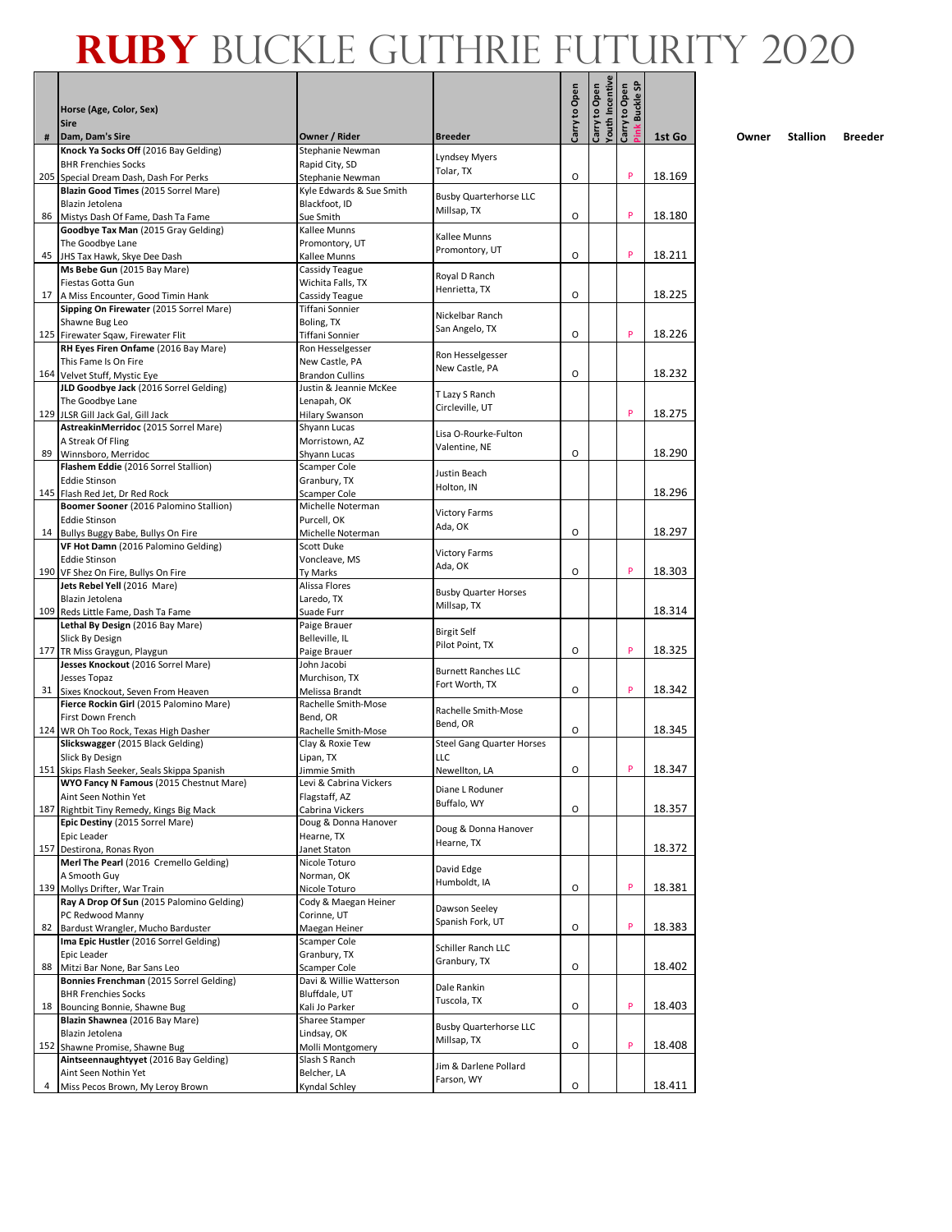# RUBY BUCKLE GUTHRIE FUTURITY 2020

| # | Horse (Age, Color, Sex)<br>Sire<br>Dam, Dam's Sire | Owner / Rider | Breeder | Carry to Open | Carry to Open Youth Incentive | Carry to Open Pink Buckle SP | 1st Go | Owner | Stallion | Breeder |
|---|---|---|---|---|---|---|---|---|---|---|
| 205 | **Knock Ya Socks Off** (2016 Bay Gelding)<br>BHR Frenchies Socks<br>Special Dream Dash, Dash For Perks | Stephanie Newman<br>Rapid City, SD<br>Stephanie Newman | Lyndsey Myers<br>Tolar, TX | O | | P | 18.169 | | | |
| 86 | **Blazin Good Times** (2015 Sorrel Mare)<br>Blazin Jetolena<br>Mistys Dash Of Fame, Dash Ta Fame | Kyle Edwards & Sue Smith<br>Blackfoot, ID<br>Sue Smith | Busby Quarterhorse LLC<br>Millsap, TX | O | | P | 18.180 | | | |
| 45 | **Goodbye Tax Man** (2015 Gray Gelding)<br>The Goodbye Lane<br>JHS Tax Hawk, Skye Dee Dash | Kallee Munns<br>Promontory, UT<br>Kallee Munns | Kallee Munns<br>Promontory, UT | O | | P | 18.211 | | | |
| 17 | **Ms Bebe Gun** (2015 Bay Mare)<br>Fiestas Gotta Gun<br>A Miss Encounter, Good Timin Hank | Cassidy Teague<br>Wichita Falls, TX<br>Cassidy Teague | Royal D Ranch<br>Henrietta, TX | O | | | 18.225 | | | |
| 125 | **Sipping On Firewater** (2015 Sorrel Mare)<br>Shawne Bug Leo<br>Firewater Sqaw, Firewater Flit | Tiffani Sonnier<br>Boling, TX<br>Tiffani Sonnier | Nickelbar Ranch<br>San Angelo, TX | O | | P | 18.226 | | | |
| 164 | **RH Eyes Firen Onfame** (2016 Bay Mare)<br>This Fame Is On Fire<br>Velvet Stuff, Mystic Eye | Ron Hesselgesser<br>New Castle, PA<br>Brandon Cullins | Ron Hesselgesser<br>New Castle, PA | O | | | 18.232 | | | |
| 129 | **JLD Goodbye Jack** (2016 Sorrel Gelding)<br>The Goodbye Lane<br>JLSR Gill Jack Gal, Gill Jack | Justin & Jeannie McKee<br>Lenapah, OK<br>Hilary Swanson | T Lazy S Ranch<br>Circleville, UT | | | P | 18.275 | | | |
| 89 | **AstreakinMerridoc** (2015 Sorrel Mare)<br>A Streak Of Fling<br>Winnsboro, Merridoc | Shyann Lucas<br>Morristown, AZ<br>Shyann Lucas | Lisa O-Rourke-Fulton<br>Valentine, NE | O | | | 18.290 | | | |
| 145 | **Flashem Eddie** (2016 Sorrel Stallion)<br>Eddie Stinson<br>Flash Red Jet, Dr Red Rock | Scamper Cole<br>Granbury, TX<br>Scamper Cole | Justin Beach<br>Holton, IN | | | | 18.296 | | | |
| 14 | **Boomer Sooner** (2016 Palomino Stallion)<br>Eddie Stinson<br>Bullys Buggy Babe, Bullys On Fire | Michelle Noterman<br>Purcell, OK<br>Michelle Noterman | Victory Farms<br>Ada, OK | O | | | 18.297 | | | |
| 190 | **VF Hot Damn** (2016 Palomino Gelding)<br>Eddie Stinson<br>VF Shez On Fire, Bullys On Fire | Scott Duke<br>Voncleave, MS<br>Ty Marks | Victory Farms<br>Ada, OK | O | | P | 18.303 | | | |
| 109 | **Jets Rebel Yell** (2016 Mare)<br>Blazin Jetolena<br>Reds Little Fame, Dash Ta Fame | Alissa Flores<br>Laredo, TX<br>Suade Furr | Busby Quarter Horses<br>Millsap, TX | | | | 18.314 | | | |
| 177 | **Lethal By Design** (2016 Bay Mare)<br>Slick By Design<br>TR Miss Graygun, Playgun | Paige Brauer<br>Belleville, IL<br>Paige Brauer | Birgit Self<br>Pilot Point, TX | O | | P | 18.325 | | | |
| 31 | **Jesses Knockout** (2016 Sorrel Mare)<br>Jesses Topaz<br>Sixes Knockout, Seven From Heaven | John Jacobi<br>Murchison, TX<br>Melissa Brandt | Burnett Ranches LLC<br>Fort Worth, TX | O | | P | 18.342 | | | |
| 124 | **Fierce Rockin Girl** (2015 Palomino Mare)<br>First Down French<br>WR Oh Too Rock, Texas High Dasher | Rachelle Smith-Mose<br>Bend, OR<br>Rachelle Smith-Mose | Rachelle Smith-Mose<br>Bend, OR | O | | | 18.345 | | | |
| 151 | **Slickswagger** (2015 Black Gelding)<br>Slick By Design<br>Skips Flash Seeker, Seals Skippa Spanish | Clay & Roxie Tew<br>Lipan, TX<br>Jimmie Smith | Steel Gang Quarter Horses LLC<br>Newellton, LA | O | | P | 18.347 | | | |
| 187 | **WYO Fancy N Famous** (2015 Chestnut Mare)<br>Aint Seen Nothin Yet<br>Rightbit Tiny Remedy, Kings Big Mack | Levi & Cabrina Vickers<br>Flagstaff, AZ<br>Cabrina Vickers | Diane L Roduner<br>Buffalo, WY | O | | | 18.357 | | | |
| 157 | **Epic Destiny** (2015 Sorrel Mare)<br>Epic Leader<br>Destirona, Ronas Ryon | Doug & Donna Hanover<br>Hearne, TX<br>Janet Staton | Doug & Donna Hanover<br>Hearne, TX | | | | 18.372 | | | |
| 139 | **Merl The Pearl** (2016 Cremello Gelding)<br>A Smooth Guy<br>Mollys Drifter, War Train | Nicole Toturo<br>Norman, OK<br>Nicole Toturo | David Edge<br>Humboldt, IA | O | | P | 18.381 | | | |
| 82 | **Ray A Drop Of Sun** (2015 Palomino Gelding)<br>PC Redwood Manny<br>Bardust Wrangler, Mucho Barduster | Cody & Maegan Heiner<br>Corinne, UT<br>Maegan Heiner | Dawson Seeley<br>Spanish Fork, UT | O | | P | 18.383 | | | |
| 88 | **Ima Epic Hustler** (2016 Sorrel Gelding)<br>Epic Leader<br>Mitzi Bar None, Bar Sans Leo | Scamper Cole<br>Granbury, TX<br>Scamper Cole | Schiller Ranch LLC<br>Granbury, TX | O | | | 18.402 | | | |
| 18 | **Bonnies Frenchman** (2015 Sorrel Gelding)<br>BHR Frenchies Socks<br>Bouncing Bonnie, Shawne Bug | Davi & Willie Watterson<br>Bluffdale, UT<br>Kali Jo Parker | Dale Rankin<br>Tuscola, TX | O | | P | 18.403 | | | |
| 152 | **Blazin Shawnea** (2016 Bay Mare)<br>Blazin Jetolena<br>Shawne Promise, Shawne Bug | Sharee Stamper<br>Lindsay, OK<br>Molli Montgomery | Busby Quarterhorse LLC<br>Millsap, TX | O | | P | 18.408 | | | |
| 4 | **Aintseennaughtyyet** (2016 Bay Gelding)<br>Aint Seen Nothin Yet<br>Miss Pecos Brown, My Leroy Brown | Slash S Ranch<br>Belcher, LA<br>Kyndal Schley | Jim & Darlene Pollard<br>Farson, WY | O | | | 18.411 | | | |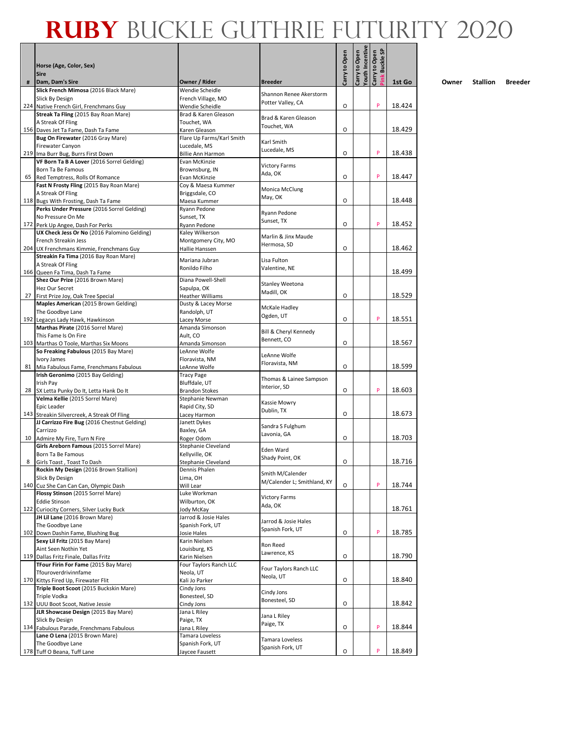# RUBY BUCKLE GUTHRIE FUTURITY 2020

| # | Horse (Age, Color, Sex)<br>Sire<br>Dam, Dam's Sire | Owner / Rider | Breeder | Carry to Open | Carry to Open Youth Incentive | Carry to Open Pink Buckle SP | 1st Go | Owner | Stallion | Breeder |
|---|---|---|---|---|---|---|---|---|---|---|
| 224 | **Slick French Mimosa** (2016 Black Mare)<br>Slick By Design<br>Native French Girl, Frenchmans Guy | Wendie Scheidle<br>French Village, MO<br>Wendie Scheidle | Shannon Renee Akerstorm<br>Potter Valley, CA | O | | P | 18.424 | | | |
| 156 | **Streak Ta Fling** (2015 Bay Roan Mare)<br>A Streak Of Fling<br>Daves Jet Ta Fame, Dash Ta Fame | Brad & Karen Gleason<br>Touchet, WA<br>Karen Gleason | Brad & Karen Gleason<br>Touchet, WA | O | | | 18.429 | | | |
| 219 | **Bug On Firewater** (2016 Gray Mare)<br>Firewater Canyon<br>Ima Burr Bug, Burrs First Down | Flare Up Farms/Karl Smith<br>Lucedale, MS<br>Billie Ann Harmon | Karl Smith<br>Lucedale, MS | O | | P | 18.438 | | | |
| 65 | **VF Born Ta B A Lover** (2016 Sorrel Gelding)<br>Born Ta Be Famous<br>Red Temptress, Rolls Of Romance | Evan McKinzie<br>Brownsburg, IN<br>Evan McKinzie | Victory Farms<br>Ada, OK | O | | P | 18.447 | | | |
| 118 | **Fast N Frosty Fling** (2015 Bay Roan Mare)<br>A Streak Of Fling<br>Bugs With Frosting, Dash Ta Fame | Coy & Maesa Kummer<br>Briggsdale, CO<br>Maesa Kummer | Monica McClung<br>May, OK | O | | | 18.448 | | | |
| 172 | **Perks Under Pressure** (2016 Sorrel Gelding)<br>No Pressure On Me<br>Perk Up Angee, Dash For Perks | Ryann Pedone<br>Sunset, TX<br>Ryann Pedone | Ryann Pedone<br>Sunset, TX | O | | P | 18.452 | | | |
| 204 | **UX Check Jess Or No** (2016 Palomino Gelding)<br>French Streakin Jess<br>UX Frenchmans Kimmie, Frenchmans Guy | Kaley Wilkerson<br>Montgomery City, MO<br>Hallie Hanssen | Marlin & Jinx Maude<br>Hermosa, SD | O | | | 18.462 | | | |
| 166 | **Streakin Fa Tima** (2016 Bay Roan Mare)<br>A Streak Of Fling<br>Queen Fa Tima, Dash Ta Fame | Mariana Jubran<br>Ronildo Filho | Lisa Fulton<br>Valentine, NE | | | | 18.499 | | | |
| 27 | **Shez Our Prize** (2016 Brown Mare)<br>Hez Our Secret<br>First Prize Joy, Oak Tree Special | Diana Powell-Shell<br>Sapulpa, OK<br>Heather Williams | Stanley Weetona<br>Madill, OK | O | | | 18.529 | | | |
| 192 | **Maples American** (2015 Brown Gelding)<br>The Goodbye Lane<br>Legacys Lady Hawk, Hawkinson | Dusty & Lacey Morse<br>Randolph, UT<br>Lacey Morse | McKale Hadley<br>Ogden, UT | O | | P | 18.551 | | | |
| 103 | **Marthas Pirate** (2016 Sorrel Mare)<br>This Fame Is On Fire<br>Marthas O Toole, Marthas Six Moons | Amanda Simonson<br>Ault, CO<br>Amanda Simonson | Bill & Cheryl Kennedy<br>Bennett, CO | O | | | 18.567 | | | |
| 81 | **So Freaking Fabulous** (2015 Bay Mare)<br>Ivory James<br>Mia Fabulous Fame, Frenchmans Fabulous | LeAnne Wolfe<br>Floravista, NM<br>LeAnne Wolfe | LeAnne Wolfe<br>Floravista, NM | O | | | 18.599 | | | |
| 28 | **Irish Geronimo** (2015 Bay Gelding)<br>Irish Pay<br>SX Letta Punky Do It, Letta Hank Do It | Tracy Page<br>Bluffdale, UT<br>Brandon Stokes | Thomas & Lainee Sampson<br>Interior, SD | O | | P | 18.603 | | | |
| 143 | **Velma Kellie** (2015 Sorrel Mare)<br>Epic Leader<br>Streakin Silvercreek, A Streak Of Fling | Stephanie Newman<br>Rapid City, SD<br>Lacey Harmon | Kassie Mowry<br>Dublin, TX | O | | | 18.673 | | | |
| 10 | **JJ Carrizzo Fire Bug** (2016 Chestnut Gelding)<br>Carrizzo<br>Admire My Fire, Turn N Fire | Janett Dykes<br>Baxley, GA<br>Roger Odom | Sandra S Fulghum<br>Lavonia, GA | O | | | 18.703 | | | |
| 8 | **Girls Areborn Famous** (2015 Sorrel Mare)<br>Born Ta Be Famous<br>Girls Toast , Toast To Dash | Stephanie Cleveland<br>Kellyville, OK<br>Stephanie Cleveland | Eden Ward<br>Shady Point, OK | O | | | 18.716 | | | |
| 140 | **Rockin My Design** (2016 Brown Stallion)<br>Slick By Design<br>Cuz She Can Can Can, Olympic Dash | Dennis Phalen<br>Lima, OH<br>Will Lear | Smith M/Calender<br>M/Calender L; Smithland, KY | O | | P | 18.744 | | | |
| 122 | **Flossy Stinson** (2015 Sorrel Mare)<br>Eddie Stinson<br>Curiocity Corners, Silver Lucky Buck | Luke Workman<br>Wilburton, OK<br>Jody McKay | Victory Farms<br>Ada, OK | | | | 18.761 | | | |
| 102 | **JH Lil Lane** (2016 Brown Mare)<br>The Goodbye Lane<br>Down Dashin Fame, Blushing Bug | Jarrod & Josie Hales<br>Spanish Fork, UT<br>Josie Hales | Jarrod & Josie Hales<br>Spanish Fork, UT | O | | P | 18.785 | | | |
| 119 | **Sexy Lil Fritz** (2015 Bay Mare)<br>Aint Seen Nothin Yet<br>Dallas Fritz Finale, Dallas Fritz | Karin Nielsen<br>Louisburg, KS<br>Karin Nielsen | Ron Reed<br>Lawrence, KS | O | | | 18.790 | | | |
| 170 | **TFour Firin For Fame** (2015 Bay Mare)<br>Tfouroverdrivinnfame<br>Kittys Fired Up, Firewater Flit | Four Taylors Ranch LLC<br>Neola, UT<br>Kali Jo Parker | Four Taylors Ranch LLC<br>Neola, UT | O | | | 18.840 | | | |
| 132 | **Triple Boot Scoot** (2015 Buckskin Mare)<br>Triple Vodka<br>UUU Boot Scoot, Native Jessie | Cindy Jons<br>Bonesteel, SD<br>Cindy Jons | Cindy Jons<br>Bonesteel, SD | O | | | 18.842 | | | |
| 134 | **JLR Showcase Design** (2015 Bay Mare)<br>Slick By Design<br>Fabulous Parade, Frenchmans Fabulous | Jana L Riley<br>Paige, TX<br>Jana L Riley | Jana L Riley<br>Paige, TX | O | | P | 18.844 | | | |
| 178 | **Lane O Lena** (2015 Brown Mare)<br>The Goodbye Lane<br>Tuff O Beana, Tuff Lane | Tamara Loveless<br>Spanish Fork, UT<br>Jaycee Fausett | Tamara Loveless<br>Spanish Fork, UT | O | | P | 18.849 | | | |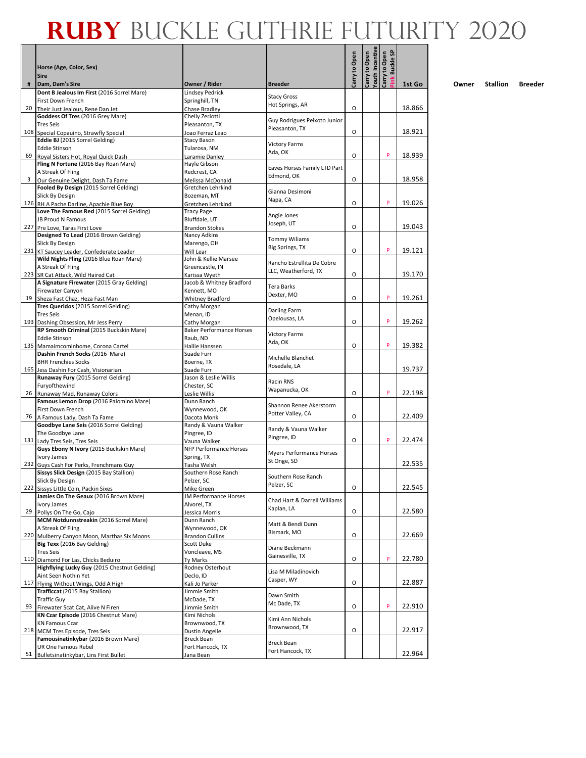# RUBY BUCKLE GUTHRIE FUTURITY 2020

| # | Horse (Age, Color, Sex) / Sire / Dam, Dam's Sire | Owner / Rider | Breeder | Carry to Open | Carry to Open Youth Incentive | Carry to Open Pink Buckle SP | 1st Go | Owner | Stallion | Breeder |
|---|---|---|---|---|---|---|---|---|---|---|
| 20 | **Dont B Jealous Im First** (2016 Sorrel Mare) First Down French Their Just Jealous, Rene Dan Jet | Lindsey Pedrick Springhill, TN Chase Bradley | Stacy Gross Hot Springs, AR | O | | | 18.866 | | | |
| 108 | **Goddess Of Tres** (2016 Grey Mare) Tres Seis Special Copauino, Strawfly Special | Chelly Zeriotti Pleasanton, TX Joao Ferraz Leao | Guy Rodrigues Peixoto Junior Pleasanton, TX | O | | | 18.921 | | | |
| 69 | **Eddie BJ** (2015 Sorrel Gelding) Eddie Stinson Royal Sisters Hot, Royal Quick Dash | Stacy Bason Tularosa, NM Laramie Danley | Victory Farms Ada, OK | O | | P | 18.939 | | | |
| 3 | **Fling N Fortune** (2016 Bay Roan Mare) A Streak Of Fling Our Genuine Delight, Dash Ta Fame | Hayle Gibson Redcrest, CA Melissa McDonald | Eaves Horses Family LTD Part Edmond, OK | O | | | 18.958 | | | |
| 126 | **Fooled By Design** (2015 Sorrel Gelding) Slick By Design RH A Pache Darline, Apachie Blue Boy | Gretchen Lehrkind Bozeman, MT Gretchen Lehrkind | Gianna Desimoni Napa, CA | O | | P | 19.026 | | | |
| 227 | **Love The Famous Red** (2015 Sorrel Gelding) JB Proud N Famous Pre Love, Taras First Love | Tracy Page Bluffdale, UT Brandon Stokes | Angie Jones Joseph, UT | O | | | 19.043 | | | |
| 231 | **Designed To Lead** (2016 Brown Gelding) Slick By Design KT Saucey Leader, Confederate Leader | Nancy Adkins Marengo, OH Will Lear | Tommy Wiliams Big Springs, TX | O | | P | 19.121 | | | |
| 223 | **Wild Nights Fling** (2016 Blue Roan Mare) A Streak Of Fling SR Cat Attack, Wild Haired Cat | John & Kellie Marsee Greencastle, IN Karissa Wyeth | Rancho Estrellita De Cobre LLC, Weatherford, TX | O | | | 19.170 | | | |
| 19 | **A Signature Firewater** (2015 Gray Gelding) Firewater Canyon Sheza Fast Chaz, Heza Fast Man | Jacob & Whitney Bradford Kennett, MO Whitney Bradford | Tera Barks Dexter, MO | O | | P | 19.261 | | | |
| 193 | **Tres Queridos** (2015 Sorrel Gelding) Tres Seis Dashing Obsession, Mr Jess Perry | Cathy Morgan Menan, ID Cathy Morgan | Darling Farm Opelousas, LA | O | | P | 19.262 | | | |
| 135 | **RP Smooth Criminal** (2015 Buckskin Mare) Eddie Stinson Mamaimcominhome, Corona Cartel | Baker Performance Horses Raub, ND Hallie Hanssen | Victory Farms Ada, OK | O | | P | 19.382 | | | |
| 165 | **Dashin French Socks** (2016 Mare) BHR Frenchies Socks Jess Dashin For Cash, Visionarian | Suade Furr Boerne, TX Suade Furr | Michelle Blanchet Rosedale, LA | | | | 19.737 | | | |
| 26 | **Runaway Fury** (2015 Sorrel Gelding) Furyofthewind Runaway Mad, Runaway Colors | Jason & Leslie Willis Chester, SC Leslie Willis | Racin RNS Wapanucka, OK | O | | P | 22.198 | | | |
| 76 | **Famous Lemon Drop** (2016 Palomino Mare) First Down French A Famous Lady, Dash Ta Fame | Dunn Ranch Wynnewood, OK Dacota Monk | Shannon Renee Akerstorm Potter Valley, CA | O | | | 22.409 | | | |
| 131 | **Goodbye Lane Seis** (2016 Sorrel Gelding) The Goodbye Lane Lady Tres Seis, Tres Seis | Randy & Vauna Walker Pingree, ID Vauna Walker | Randy & Vauna Walker Pingree, ID | O | | P | 22.474 | | | |
| 232 | **Guys Ebony N Ivory** (2015 Buckskin Mare) Ivory James Guys Cash For Perks, Frenchmans Guy | NFP Performance Horses Spring, TX Tasha Welsh | Myers Performance Horses St Onge, SD | | | | 22.535 | | | |
| 222 | **Sissys Slick Design** (2015 Bay Stallion) Slick By Design Sissys Little Coin, Packin Sixes | Southern Rose Ranch Pelzer, SC Mike Green | Southern Rose Ranch Pelzer, SC | O | | | 22.545 | | | |
| 29 | **Jamies On The Geaux** (2016 Brown Mare) Ivory James Pollys On The Go, Cajo | JM Performance Horses Alvorel, TX Jessica Morris | Chad Hart & Darrell Williams Kaplan, LA | O | | | 22.580 | | | |
| 220 | **MCM Notdunnstreakin** (2016 Sorrel Mare) A Streak Of Fling Mulberry Canyon Moon, Marthas Six Moons | Dunn Ranch Wynnewood, OK Brandon Cullins | Matt & Bendi Dunn Bismark, MO | O | | | 22.669 | | | |
| 110 | **Big Texx** (2016 Bay Gelding) Tres Seis Diamond For Las, Chicks Beduiro | Scott Duke Voncleave, MS Ty Marks | Diane Beckmann Gainesville, TX | O | | P | 22.780 | | | |
| 117 | **Highflying Lucky Guy** (2015 Chestnut Gelding) Aint Seen Nothin Yet Flying Without Wings, Odd A High | Rodney Osterhout Declo, ID Kali Jo Parker | Lisa M Miladinovich Casper, WY | O | | | 22.887 | | | |
| 93 | **Trafficcat** (2015 Bay Stallion) Traffic Guy Firewater Scat Cat, Alive N Firen | Jimmie Smith McDade, TX Jimmie Smith | Dawn Smith Mc Dade, TX | O | | P | 22.910 | | | |
| 218 | **KN Czar Episode** (2016 Chestnut Mare) KN Famous Czar MCM Tres Episode, Tres Seis | Kimi Nichols Brownwood, TX Dustin Angelle | Kimi Ann Nichols Brownwood, TX | O | | | 22.917 | | | |
| 51 | **Famousinatinkybar** (2016 Brown Mare) UR One Famous Rebel Bulletsinatinkybar, Lins First Bullet | Breck Bean Fort Hancock, TX Jana Bean | Breck Bean Fort Hancock, TX | | | | 22.964 | | | |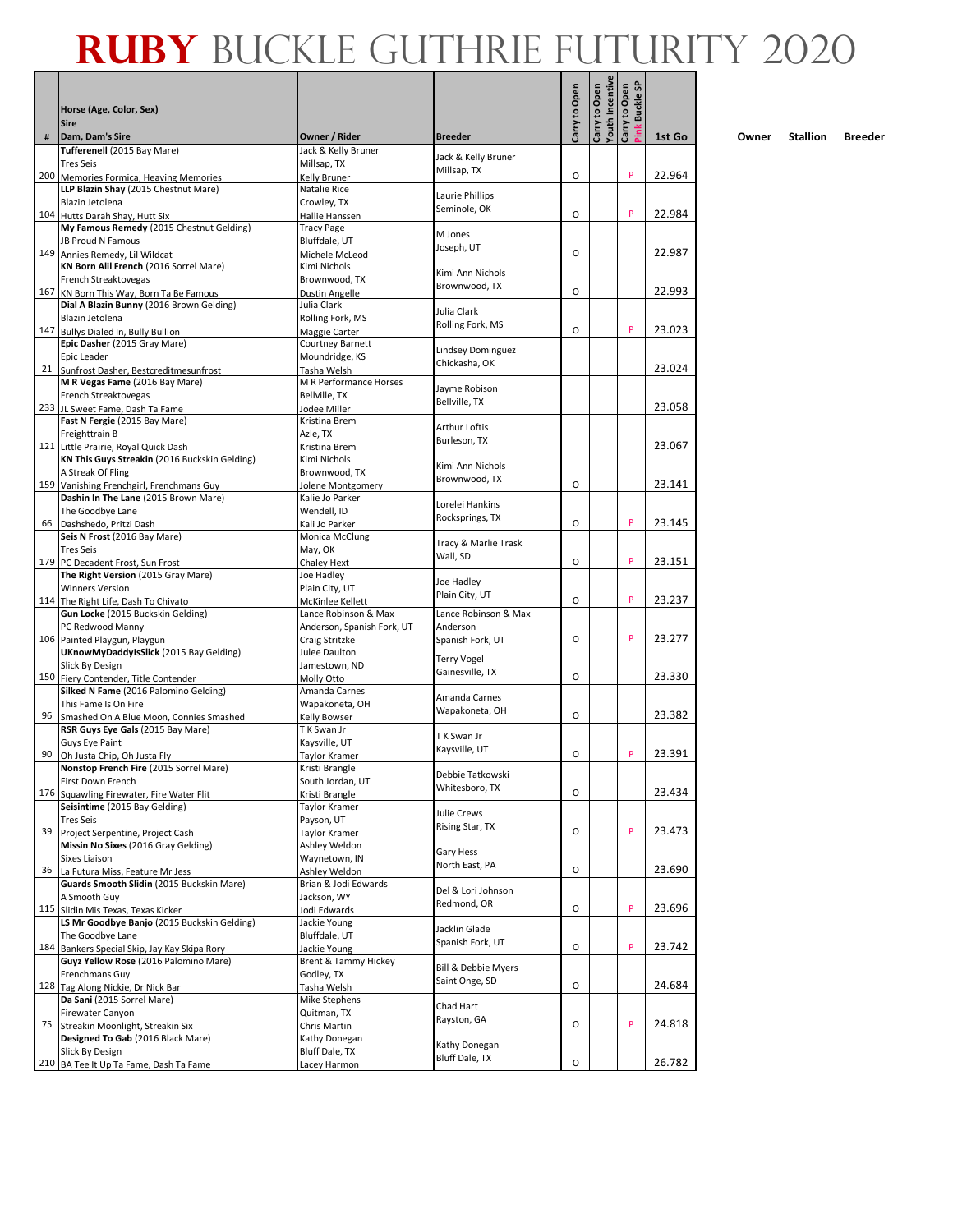# RUBY BUCKLE GUTHRIE FUTURITY 2020

| # | Horse (Age, Color, Sex)<br>Sire<br>Dam, Dam's Sire | Owner / Rider | Breeder | Carry to Open | Carry to Open Youth Incentive | Carry to Open Pink Buckle SP | 1st Go | Owner | Stallion | Breeder |
|---|---|---|---|---|---|---|---|---|---|---|
| 200 | **Tufferenell** (2015 Bay Mare)<br>Tres Seis<br>Memories Formica, Heaving Memories | Jack & Kelly Bruner<br>Millsap, TX<br>Kelly Bruner | Jack & Kelly Bruner<br>Millsap, TX | O | | P | 22.964 | | | |
| 104 | **LLP Blazin Shay** (2015 Chestnut Mare)<br>Blazin Jetolena<br>Hutts Darah Shay, Hutt Six | Natalie Rice<br>Crowley, TX<br>Hallie Hanssen | Laurie Phillips<br>Seminole, OK | O | | P | 22.984 | | | |
| 149 | **My Famous Remedy** (2015 Chestnut Gelding)<br>JB Proud N Famous<br>Annies Remedy, Lil Wildcat | Tracy Page<br>Bluffdale, UT<br>Michele McLeod | M Jones<br>Joseph, UT | O | | | 22.987 | | | |
| 167 | **KN Born Alil French** (2016 Sorrel Mare)<br>French Streaktovegas<br>KN Born This Way, Born Ta Be Famous | Kimi Nichols<br>Brownwood, TX<br>Dustin Angelle | Kimi Ann Nichols<br>Brownwood, TX | O | | | 22.993 | | | |
| 147 | **Dial A Blazin Bunny** (2016 Brown Gelding)<br>Blazin Jetolena<br>Bullys Dialed In, Bully Bullion | Julia Clark<br>Rolling Fork, MS<br>Maggie Carter | Julia Clark<br>Rolling Fork, MS | O | | P | 23.023 | | | |
| 21 | **Epic Dasher** (2015 Gray Mare)<br>Epic Leader<br>Sunfrost Dasher, Bestcreditmesunfrost | Courtney Barnett<br>Moundridge, KS<br>Tasha Welsh | Lindsey Dominguez<br>Chickasha, OK | | | | 23.024 | | | |
| 233 | **M R Vegas Fame** (2016 Bay Mare)<br>French Streaktovegas<br>JL Sweet Fame, Dash Ta Fame | M R Performance Horses<br>Bellville, TX<br>Jodee Miller | Jayme Robison<br>Bellville, TX | | | | 23.058 | | | |
| 121 | **Fast N Fergie** (2015 Bay Mare)<br>Freighttrain B<br>Little Prairie, Royal Quick Dash | Kristina Brem<br>Azle, TX<br>Kristina Brem | Arthur Loftis<br>Burleson, TX | | | | 23.067 | | | |
| 159 | **KN This Guys Streakin** (2016 Buckskin Gelding)<br>A Streak Of Fling<br>Vanishing Frenchgirl, Frenchmans Guy | Kimi Nichols<br>Brownwood, TX<br>Jolene Montgomery | Kimi Ann Nichols<br>Brownwood, TX | O | | | 23.141 | | | |
| 66 | **Dashin In The Lane** (2015 Brown Mare)<br>The Goodbye Lane<br>Dashshedo, Pritzi Dash | Kalie Jo Parker<br>Wendell, ID<br>Kali Jo Parker | Lorelei Hankins<br>Rocksprings, TX | O | | P | 23.145 | | | |
| 179 | **Seis N Frost** (2016 Bay Mare)<br>Tres Seis<br>PC Decadent Frost, Sun Frost | Monica McClung<br>May, OK<br>Chaley Hext | Tracy & Marlie Trask<br>Wall, SD | O | | P | 23.151 | | | |
| 114 | **The Right Version** (2015 Gray Mare)<br>Winners Version<br>The Right Life, Dash To Chivato | Joe Hadley<br>Plain City, UT<br>McKinlee Kellett | Joe Hadley<br>Plain City, UT | O | | P | 23.237 | | | |
| 106 | **Gun Locke** (2015 Buckskin Gelding)<br>PC Redwood Manny<br>Painted Playgun, Playgun | Lance Robinson & Max<br>Anderson, Spanish Fork, UT<br>Craig Stritzke | Lance Robinson & Max<br>Anderson<br>Spanish Fork, UT | O | | P | 23.277 | | | |
| 150 | **UKnowMyDaddyIsSlick** (2015 Bay Gelding)<br>Slick By Design<br>Fiery Contender, Title Contender | Julee Daulton<br>Jamestown, ND<br>Molly Otto | Terry Vogel<br>Gainesville, TX | O | | | 23.330 | | | |
| 96 | **Silked N Fame** (2016 Palomino Gelding)<br>This Fame Is On Fire<br>Smashed On A Blue Moon, Connies Smashed | Amanda Carnes<br>Wapakoneta, OH<br>Kelly Bowser | Amanda Carnes<br>Wapakoneta, OH | O | | | 23.382 | | | |
| 90 | **RSR Guys Eye Gals** (2015 Bay Mare)<br>Guys Eye Paint<br>Oh Justa Chip, Oh Justa Fly | T K Swan Jr<br>Kaysville, UT<br>Taylor Kramer | T K Swan Jr<br>Kaysville, UT | O | | P | 23.391 | | | |
| 176 | **Nonstop French Fire** (2015 Sorrel Mare)<br>First Down French<br>Squawling Firewater, Fire Water Flit | Kristi Brangle<br>South Jordan, UT<br>Kristi Brangle | Debbie Tatkowski<br>Whitesboro, TX | O | | | 23.434 | | | |
| 39 | **Seisintime** (2015 Bay Gelding)<br>Tres Seis<br>Project Serpentine, Project Cash | Taylor Kramer<br>Payson, UT<br>Taylor Kramer | Julie Crews<br>Rising Star, TX | O | | P | 23.473 | | | |
| 36 | **Missin No Sixes** (2016 Gray Gelding)<br>Sixes Liaison<br>La Futura Miss, Feature Mr Jess | Ashley Weldon<br>Waynetown, IN<br>Ashley Weldon | Gary Hess<br>North East, PA | O | | | 23.690 | | | |
| 115 | **Guards Smooth Slidin** (2015 Buckskin Mare)<br>A Smooth Guy<br>Slidin Mis Texas, Texas Kicker | Brian & Jodi Edwards<br>Jackson, WY<br>Jodi Edwards | Del & Lori Johnson<br>Redmond, OR | O | | P | 23.696 | | | |
| 184 | **LS Mr Goodbye Banjo** (2015 Buckskin Gelding)<br>The Goodbye Lane<br>Bankers Special Skip, Jay Kay Skipa Rory | Jackie Young<br>Bluffdale, UT<br>Jackie Young | Jacklin Glade<br>Spanish Fork, UT | O | | P | 23.742 | | | |
| 128 | **Guyz Yellow Rose** (2016 Palomino Mare)<br>Frenchmans Guy<br>Tag Along Nickie, Dr Nick Bar | Brent & Tammy Hickey<br>Godley, TX<br>Tasha Welsh | Bill & Debbie Myers<br>Saint Onge, SD | O | | | 24.684 | | | |
| 75 | **Da Sani** (2015 Sorrel Mare)<br>Firewater Canyon<br>Streakin Moonlight, Streakin Six | Mike Stephens<br>Quitman, TX<br>Chris Martin | Chad Hart<br>Rayston, GA | O | | P | 24.818 | | | |
| 210 | **Designed To Gab** (2016 Black Mare)<br>Slick By Design<br>BA Tee It Up Ta Fame, Dash Ta Fame | Kathy Donegan<br>Bluff Dale, TX<br>Lacey Harmon | Kathy Donegan<br>Bluff Dale, TX | O | | | 26.782 | | | |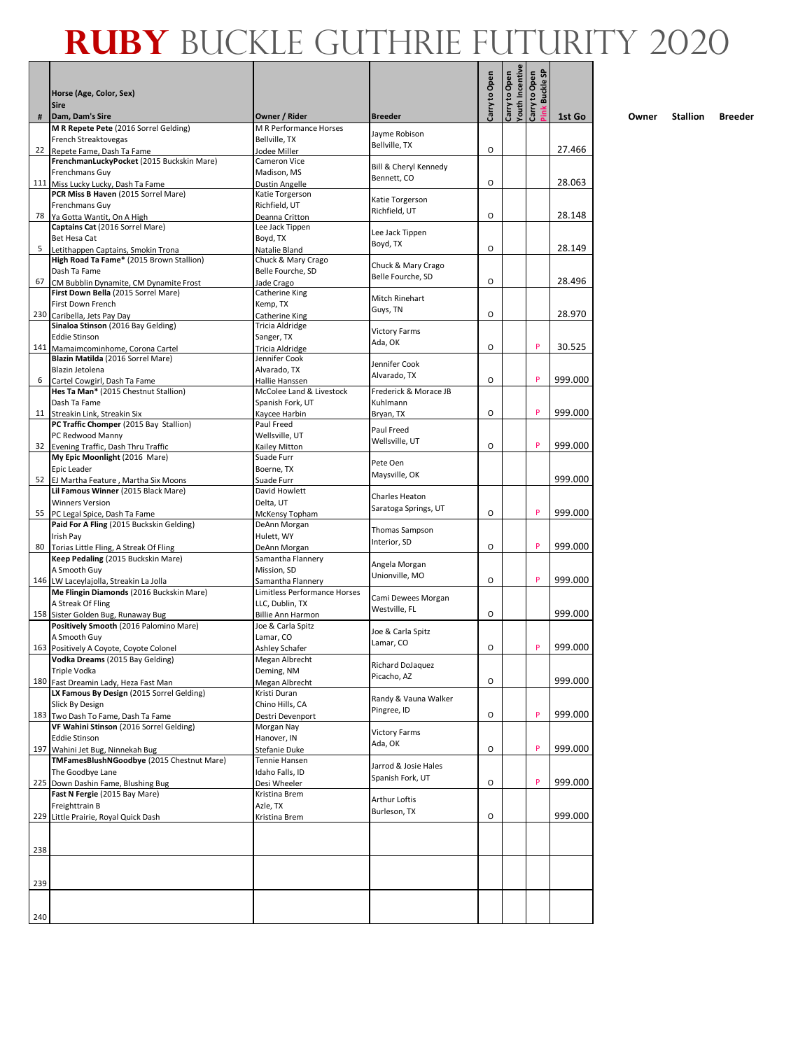# RUBY BUCKLE GUTHRIE FUTURITY 2020

| # | Horse (Age, Color, Sex)<br>Sire<br>Dam, Dam's Sire | Owner / Rider | Breeder | Carry to Open | Carry to Open Youth Incentive | Carry to Open Pink Buckle SP | 1st Go | Owner | Stallion | Breeder |
|---|---|---|---|---|---|---|---|---|---|---|
| 22 | **M R Repete Pete** (2016 Sorrel Gelding)<br>French Streaktovegas<br>Repete Fame, Dash Ta Fame | M R Performance Horses<br>Bellville, TX<br>Jodee Miller | Jayme Robison<br>Bellville, TX | O | | | 27.466 | | | |
| 111 | **FrenchmanLuckyPocket** (2015 Buckskin Mare)<br>Frenchmans Guy<br>Miss Lucky Lucky, Dash Ta Fame | Cameron Vice<br>Madison, MS<br>Dustin Angelle | Bill & Cheryl Kennedy<br>Bennett, CO | O | | | 28.063 | | | |
| 78 | **PCR Miss B Haven** (2015 Sorrel Mare)<br>Frenchmans Guy<br>Ya Gotta Wantit, On A High | Katie Torgerson<br>Richfield, UT<br>Deanna Critton | Katie Torgerson<br>Richfield, UT | O | | | 28.148 | | | |
| 5 | **Captains Cat** (2016 Sorrel Mare)<br>Bet Hesa Cat<br>Letithappen Captains, Smokin Trona | Lee Jack Tippen<br>Boyd, TX<br>Natalie Bland | Lee Jack Tippen<br>Boyd, TX | O | | | 28.149 | | | |
| 67 | **High Road Ta Fame*** (2015 Brown Stallion)<br>Dash Ta Fame<br>CM Bubblin Dynamite, CM Dynamite Frost | Chuck & Mary Crago<br>Belle Fourche, SD<br>Jade Crago | Chuck & Mary Crago<br>Belle Fourche, SD | O | | | 28.496 | | | |
| 230 | **First Down Bella** (2015 Sorrel Mare)<br>First Down French<br>Caribella, Jets Pay Day | Catherine King<br>Kemp, TX<br>Catherine King | Mitch Rinehart<br>Guys, TN | O | | | 28.970 | | | |
| 141 | **Sinaloa Stinson** (2016 Bay Gelding)<br>Eddie Stinson<br>Mamaimcominhome, Corona Cartel | Tricia Aldridge<br>Sanger, TX<br>Tricia Aldridge | Victory Farms<br>Ada, OK | O | | P | 30.525 | | | |
| 6 | **Blazin Matilda** (2016 Sorrel Mare)<br>Blazin Jetolena<br>Cartel Cowgirl, Dash Ta Fame | Jennifer Cook<br>Alvarado, TX<br>Hallie Hanssen | Jennifer Cook<br>Alvarado, TX | O | | P | 999.000 | | | |
| 11 | **Hes Ta Man*** (2015 Chestnut Stallion)<br>Dash Ta Fame<br>Streakin Link, Streakin Six | McColee Land & Livestock<br>Spanish Fork, UT<br>Kaycee Harbin | Frederick & Morace JB Kuhlmann<br>Bryan, TX | O | | P | 999.000 | | | |
| 32 | **PC Traffic Chomper** (2015 Bay Stallion)<br>PC Redwood Manny<br>Evening Traffic, Dash Thru Traffic | Paul Freed<br>Wellsville, UT<br>Kailey Mitton | Paul Freed<br>Wellsville, UT | O | | P | 999.000 | | | |
| 52 | **My Epic Moonlight** (2016 Mare)<br>Epic Leader<br>EJ Martha Feature , Martha Six Moons | Suade Furr<br>Boerne, TX<br>Suade Furr | Pete Oen<br>Maysville, OK | | | | 999.000 | | | |
| 55 | **Lil Famous Winner** (2015 Black Mare)<br>Winners Version<br>PC Legal Spice, Dash Ta Fame | David Howlett<br>Delta, UT<br>McKensy Topham | Charles Heaton<br>Saratoga Springs, UT | O | | P | 999.000 | | | |
| 80 | **Paid For A Fling** (2015 Buckskin Gelding)<br>Irish Pay<br>Torias Little Fling, A Streak Of Fling | DeAnn Morgan<br>Hulett, WY<br>DeAnn Morgan | Thomas Sampson<br>Interior, SD | O | | P | 999.000 | | | |
| 146 | **Keep Pedaling** (2015 Buckskin Mare)<br>A Smooth Guy<br>LW Laceylajolla, Streakin La Jolla | Samantha Flannery<br>Mission, SD<br>Samantha Flannery | Angela Morgan<br>Unionville, MO | O | | P | 999.000 | | | |
| 158 | **Me Flingin Diamonds** (2016 Buckskin Mare)<br>A Streak Of Fling<br>Sister Golden Bug, Runaway Bug | Limitless Performance Horses LLC, Dublin, TX<br>Billie Ann Harmon | Cami Dewees Morgan<br>Westville, FL | O | | | 999.000 | | | |
| 163 | **Positively Smooth** (2016 Palomino Mare)<br>A Smooth Guy<br>Positively A Coyote, Coyote Colonel | Joe & Carla Spitz<br>Lamar, CO<br>Ashley Schafer | Joe & Carla Spitz<br>Lamar, CO | O | | P | 999.000 | | | |
| 180 | **Vodka Dreams** (2015 Bay Gelding)<br>Triple Vodka<br>Fast Dreamin Lady, Heza Fast Man | Megan Albrecht<br>Deming, NM<br>Megan Albrecht | Richard DoJaquez<br>Picacho, AZ | O | | | 999.000 | | | |
| 183 | **LX Famous By Design** (2015 Sorrel Gelding)<br>Slick By Design<br>Two Dash To Fame, Dash Ta Fame | Kristi Duran<br>Chino Hills, CA<br>Destri Devenport | Randy & Vauna Walker<br>Pingree, ID | O | | P | 999.000 | | | |
| 197 | **VF Wahini Stinson** (2016 Sorrel Gelding)<br>Eddie Stinson<br>Wahini Jet Bug, Dunke Nekkah Bug | Morgan Nay<br>Hanover, IN<br>Stefanie Duke | Victory Farms<br>Ada, OK | O | | P | 999.000 | | | |
| 225 | **TMFamesBlushNGoodbye** (2015 Chestnut Mare)<br>The Goodbye Lane<br>Down Dashin Fame, Blushing Bug | Tennie Hansen<br>Idaho Falls, ID<br>Desi Wheeler | Jarrod & Josie Hales<br>Spanish Fork, UT | O | | P | 999.000 | | | |
| 229 | **Fast N Fergie** (2015 Bay Mare)<br>Freighttrain B<br>Little Prairie, Royal Quick Dash | Kristina Brem<br>Azle, TX<br>Kristina Brem | Arthur Loftis<br>Burleson, TX | O | | | 999.000 | | | |
| 238 | | | | | | | | | | |
| 239 | | | | | | | | | | |
| 240 | | | | | | | | | | |